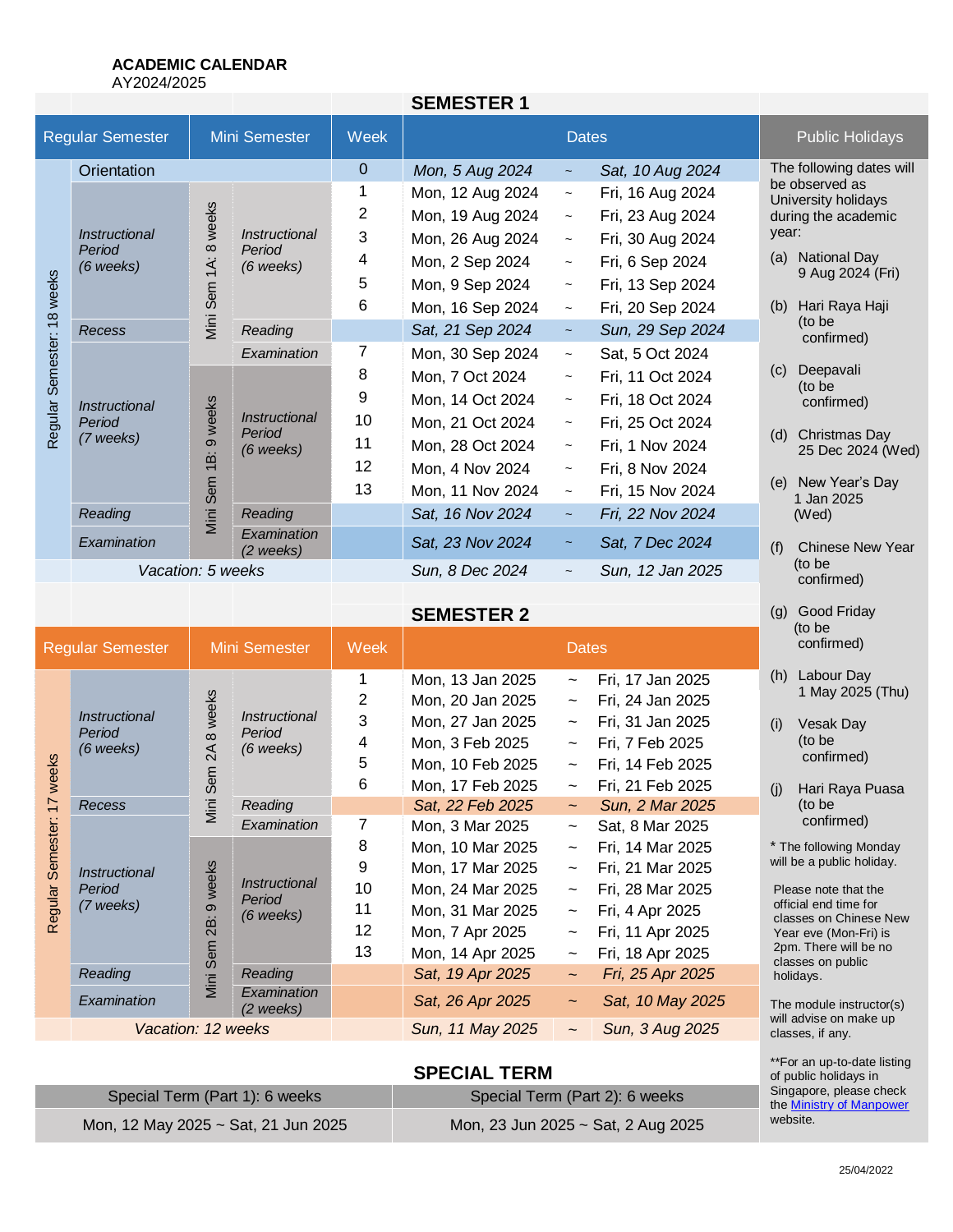**ACADEMIC CALENDAR**
AY2024/2025

## SEMESTER 1

| Regular Semester | | Mini Semester | | Week | Dates | | |
|---|---|---|---|---|---|---|---|
| Regular Semester: 18 weeks | Orientation | | | 0 | *Mon, 5 Aug 2024* | ~ | *Sat, 10 Aug 2024* |
| | *Instructional Period (6 weeks)* | Mini Sem 1A: 8 weeks | *Instructional Period (6 weeks)* | 1 | Mon, 12 Aug 2024 | ~ | Fri, 16 Aug 2024 |
| | | | | 2 | Mon, 19 Aug 2024 | ~ | Fri, 23 Aug 2024 |
| | | | | 3 | Mon, 26 Aug 2024 | ~ | Fri, 30 Aug 2024 |
| | | | | 4 | Mon, 2 Sep 2024 | ~ | Fri, 6 Sep 2024 |
| | | | | 5 | Mon, 9 Sep 2024 | ~ | Fri, 13 Sep 2024 |
| | | | | 6 | Mon, 16 Sep 2024 | ~ | Fri, 20 Sep 2024 |
| | *Recess* | | *Reading* | | *Sat, 21 Sep 2024* | ~ | *Sun, 29 Sep 2024* |
| | *Instructional Period (7 weeks)* | | *Examination* | 7 | Mon, 30 Sep 2024 | ~ | Sat, 5 Oct 2024 |
| | | Mini Sem 1B: 9 weeks | *Instructional Period (6 weeks)* | 8 | Mon, 7 Oct 2024 | ~ | Fri, 11 Oct 2024 |
| | | | | 9 | Mon, 14 Oct 2024 | ~ | Fri, 18 Oct 2024 |
| | | | | 10 | Mon, 21 Oct 2024 | ~ | Fri, 25 Oct 2024 |
| | | | | 11 | Mon, 28 Oct 2024 | ~ | Fri, 1 Nov 2024 |
| | | | | 12 | Mon, 4 Nov 2024 | ~ | Fri, 8 Nov 2024 |
| | | | | 13 | Mon, 11 Nov 2024 | ~ | Fri, 15 Nov 2024 |
| | *Reading* | | *Reading* | | *Sat, 16 Nov 2024* | ~ | *Fri, 22 Nov 2024* |
| | *Examination* | | *Examination (2 weeks)* | | *Sat, 23 Nov 2024* | ~ | *Sat, 7 Dec 2024* |
| | *Vacation: 5 weeks* | | | | *Sun, 8 Dec 2024* | ~ | *Sun, 12 Jan 2025* |

## SEMESTER 2

| Regular Semester | | Mini Semester | | Week | Dates | | |
|---|---|---|---|---|---|---|---|
| Regular Semester: 17 weeks | *Instructional Period (6 weeks)* | Mini Sem 2A 8 weeks | *Instructional Period (6 weeks)* | 1 | Mon, 13 Jan 2025 | ~ | Fri, 17 Jan 2025 |
| | | | | 2 | Mon, 20 Jan 2025 | ~ | Fri, 24 Jan 2025 |
| | | | | 3 | Mon, 27 Jan 2025 | ~ | Fri, 31 Jan 2025 |
| | | | | 4 | Mon, 3 Feb 2025 | ~ | Fri, 7 Feb 2025 |
| | | | | 5 | Mon, 10 Feb 2025 | ~ | Fri, 14 Feb 2025 |
| | | | | 6 | Mon, 17 Feb 2025 | ~ | Fri, 21 Feb 2025 |
| | *Recess* | | *Reading* | | *Sat, 22 Feb 2025* | ~ | *Sun, 2 Mar 2025* |
| | *Instructional Period (7 weeks)* | | *Examination* | 7 | Mon, 3 Mar 2025 | ~ | Sat, 8 Mar 2025 |
| | | Mini Sem 2B: 9 weeks | *Instructional Period (6 weeks)* | 8 | Mon, 10 Mar 2025 | ~ | Fri, 14 Mar 2025 |
| | | | | 9 | Mon, 17 Mar 2025 | ~ | Fri, 21 Mar 2025 |
| | | | | 10 | Mon, 24 Mar 2025 | ~ | Fri, 28 Mar 2025 |
| | | | | 11 | Mon, 31 Mar 2025 | ~ | Fri, 4 Apr 2025 |
| | | | | 12 | Mon, 7 Apr 2025 | ~ | Fri, 11 Apr 2025 |
| | | | | 13 | Mon, 14 Apr 2025 | ~ | Fri, 18 Apr 2025 |
| | *Reading* | | *Reading* | | *Sat, 19 Apr 2025* | ~ | *Fri, 25 Apr 2025* |
| | *Examination* | | *Examination (2 weeks)* | | *Sat, 26 Apr 2025* | ~ | *Sat, 10 May 2025* |
| | *Vacation: 12 weeks* | | | | *Sun, 11 May 2025* | ~ | *Sun, 3 Aug 2025* |

## SPECIAL TERM

| Special Term (Part 1): 6 weeks | Special Term (Part 2): 6 weeks |
|---|---|
| Mon, 12 May 2025 ~ Sat, 21 Jun 2025 | Mon, 23 Jun 2025 ~ Sat, 2 Aug 2025 |

## Public Holidays

The following dates will be observed as University holidays during the academic year:

(a) National Day
9 Aug 2024 (Fri)

(b) Hari Raya Haji
(to be confirmed)

(c) Deepavali
(to be confirmed)

(d) Christmas Day
25 Dec 2024 (Wed)

(e) New Year's Day
1 Jan 2025 (Wed)

(f) Chinese New Year
(to be confirmed)

(g) Good Friday
(to be confirmed)

(h) Labour Day
1 May 2025 (Thu)

(i) Vesak Day
(to be confirmed)

(j) Hari Raya Puasa
(to be confirmed)

* The following Monday will be a public holiday.

Please note that the official end time for classes on Chinese New Year eve (Mon-Fri) is 2pm. There will be no classes on public holidays.

The module instructor(s) will advise on make up classes, if any.

**For an up-to-date listing of public holidays in Singapore, please check the Ministry of Manpower website.

25/04/2022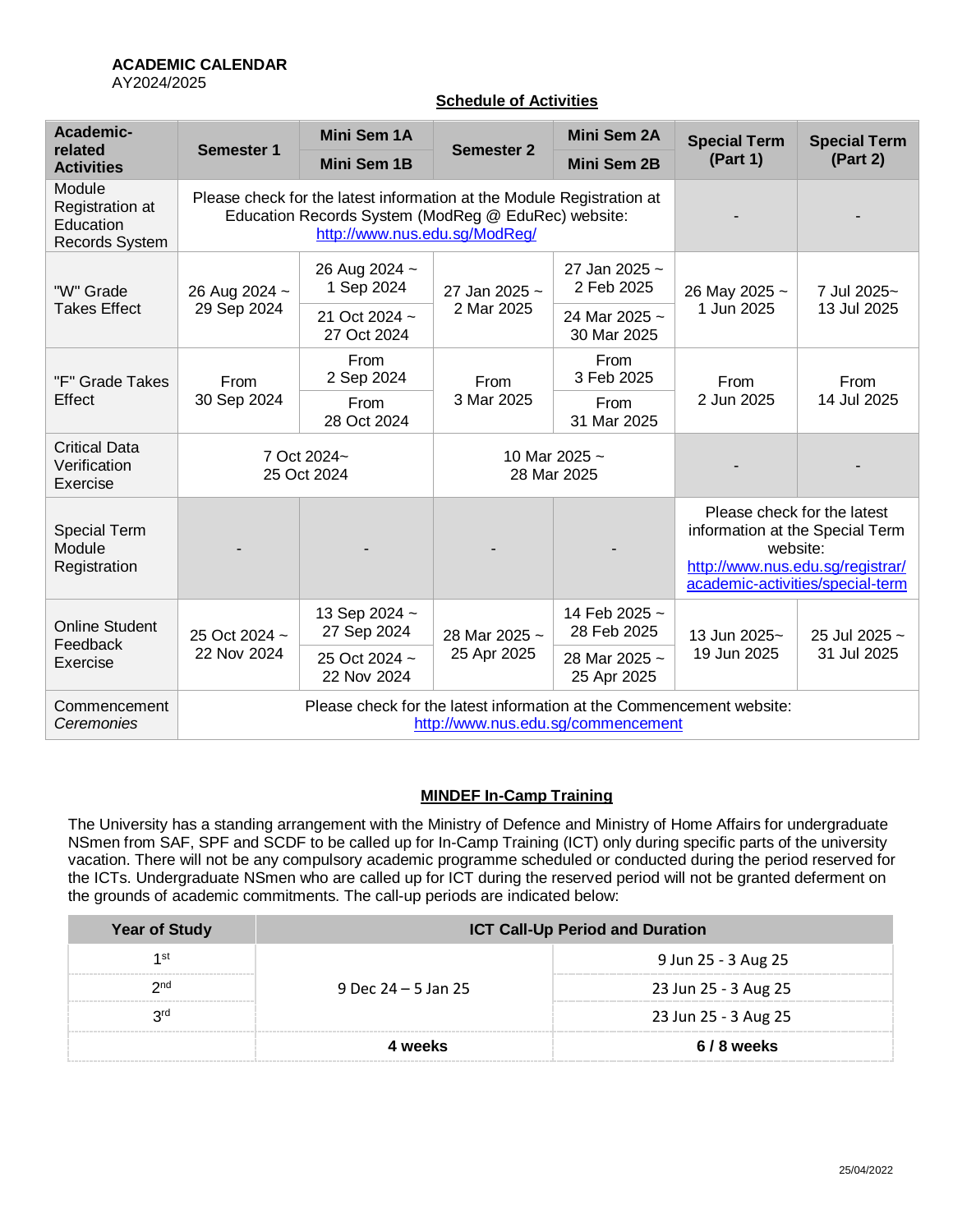**ACADEMIC CALENDAR**
AY2024/2025

## Schedule of Activities

| Academic-related Activities | Semester 1 | Mini Sem 1A / Mini Sem 1B | Semester 2 | Mini Sem 2A / Mini Sem 2B | Special Term (Part 1) | Special Term (Part 2) |
|---|---|---|---|---|---|---|
| Module Registration at Education Records System | Please check for the latest information at the Module Registration at Education Records System (ModReg @ EduRec) website: http://www.nus.edu.sg/ModReg/ | | | | - | - |
| "W" Grade Takes Effect | 26 Aug 2024 ~ 29 Sep 2024 | 26 Aug 2024 ~ 1 Sep 2024<br>21 Oct 2024 ~ 27 Oct 2024 | 27 Jan 2025 ~ 2 Mar 2025 | 27 Jan 2025 ~ 2 Feb 2025<br>24 Mar 2025 ~ 30 Mar 2025 | 26 May 2025 ~ 1 Jun 2025 | 7 Jul 2025~ 13 Jul 2025 |
| "F" Grade Takes Effect | From 30 Sep 2024 | From 2 Sep 2024<br>From 28 Oct 2024 | From 3 Mar 2025 | From 3 Feb 2025<br>From 31 Mar 2025 | From 2 Jun 2025 | From 14 Jul 2025 |
| Critical Data Verification Exercise | 7 Oct 2024~ 25 Oct 2024 | | 10 Mar 2025 ~ 28 Mar 2025 | | - | - |
| Special Term Module Registration | - | - | - | - | Please check for the latest information at the Special Term website: http://www.nus.edu.sg/registrar/academic-activities/special-term | |
| Online Student Feedback Exercise | 25 Oct 2024 ~ 22 Nov 2024 | 13 Sep 2024 ~ 27 Sep 2024<br>25 Oct 2024 ~ 22 Nov 2024 | 28 Mar 2025 ~ 25 Apr 2025 | 14 Feb 2025 ~ 28 Feb 2025<br>28 Mar 2025 ~ 25 Apr 2025 | 13 Jun 2025~ 19 Jun 2025 | 25 Jul 2025 ~ 31 Jul 2025 |
| Commencement *Ceremonies* | Please check for the latest information at the Commencement website: http://www.nus.edu.sg/commencement | | | | | |

## MINDEF In-Camp Training

The University has a standing arrangement with the Ministry of Defence and Ministry of Home Affairs for undergraduate NSmen from SAF, SPF and SCDF to be called up for In-Camp Training (ICT) only during specific parts of the university vacation. There will not be any compulsory academic programme scheduled or conducted during the period reserved for the ICTs. Undergraduate NSmen who are called up for ICT during the reserved period will not be granted deferment on the grounds of academic commitments. The call-up periods are indicated below:

| Year of Study | ICT Call-Up Period and Duration | |
|---|---|---|
| 1st | 9 Dec 24 – 5 Jan 25 | 9 Jun 25 - 3 Aug 25 |
| 2nd | | 23 Jun 25 - 3 Aug 25 |
| 3rd | | 23 Jun 25 - 3 Aug 25 |
| | **4 weeks** | **6 / 8 weeks** |

25/04/2022